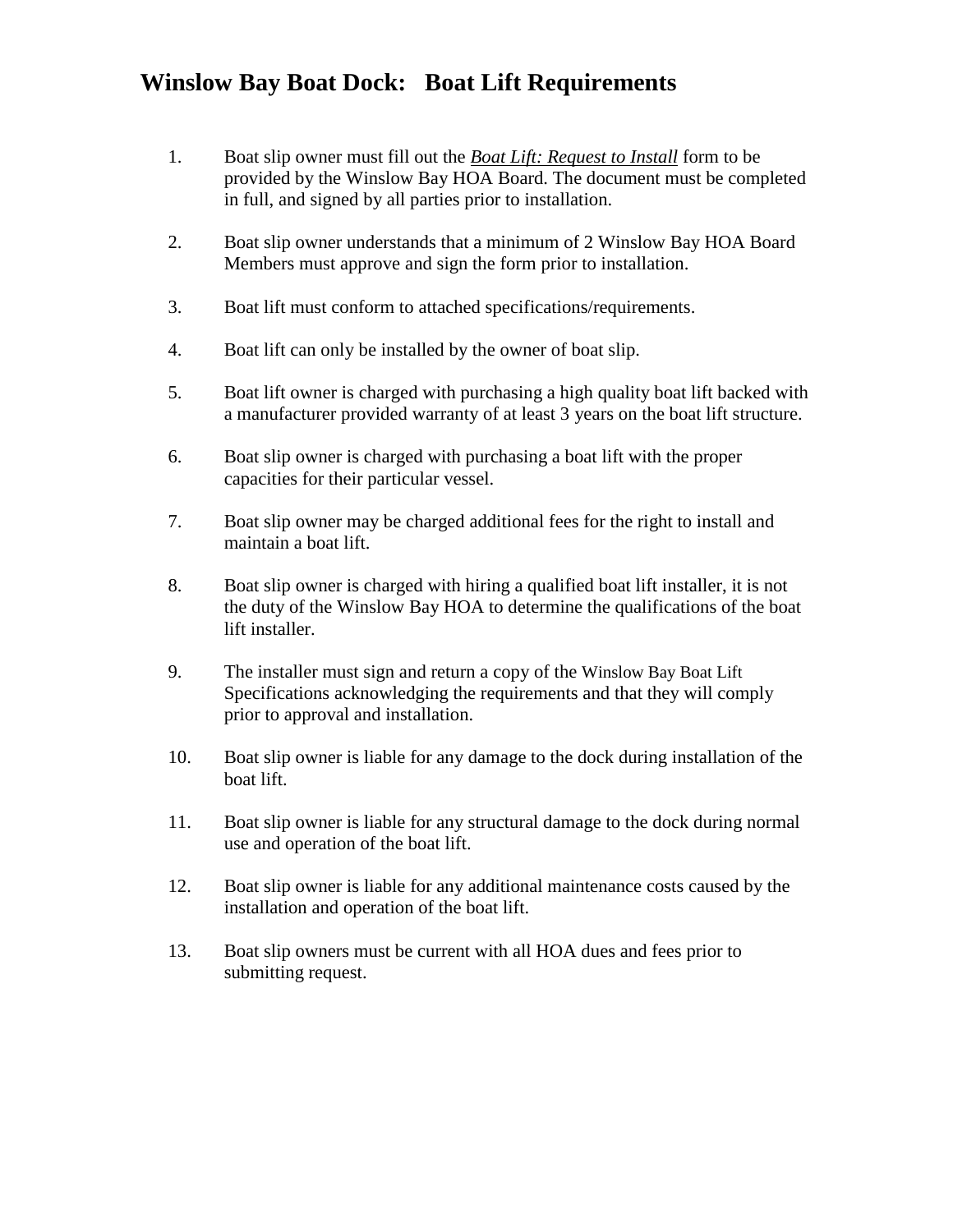# Winslow Bay Boat Dock: Boat Lift Requirements

1. Boat slip owner must fill out the ***Boat Lift: Request to Install*** form to be provided by the Winslow Bay HOA Board. The document must be completed in full, and signed by all parties prior to installation.

2. Boat slip owner understands that a minimum of 2 Winslow Bay HOA Board Members must approve and sign the form prior to installation.

3. Boat lift must conform to attached specifications/requirements.

4. Boat lift can only be installed by the owner of boat slip.

5. Boat lift owner is charged with purchasing a high quality boat lift backed with a manufacturer provided warranty of at least 3 years on the boat lift structure.

6. Boat slip owner is charged with purchasing a boat lift with the proper capacities for their particular vessel.

7. Boat slip owner may be charged additional fees for the right to install and maintain a boat lift.

8. Boat slip owner is charged with hiring a qualified boat lift installer, it is not the duty of the Winslow Bay HOA to determine the qualifications of the boat lift installer.

9. The installer must sign and return a copy of the Winslow Bay Boat Lift Specifications acknowledging the requirements and that they will comply prior to approval and installation.

10. Boat slip owner is liable for any damage to the dock during installation of the boat lift.

11. Boat slip owner is liable for any structural damage to the dock during normal use and operation of the boat lift.

12. Boat slip owner is liable for any additional maintenance costs caused by the installation and operation of the boat lift.

13. Boat slip owners must be current with all HOA dues and fees prior to submitting request.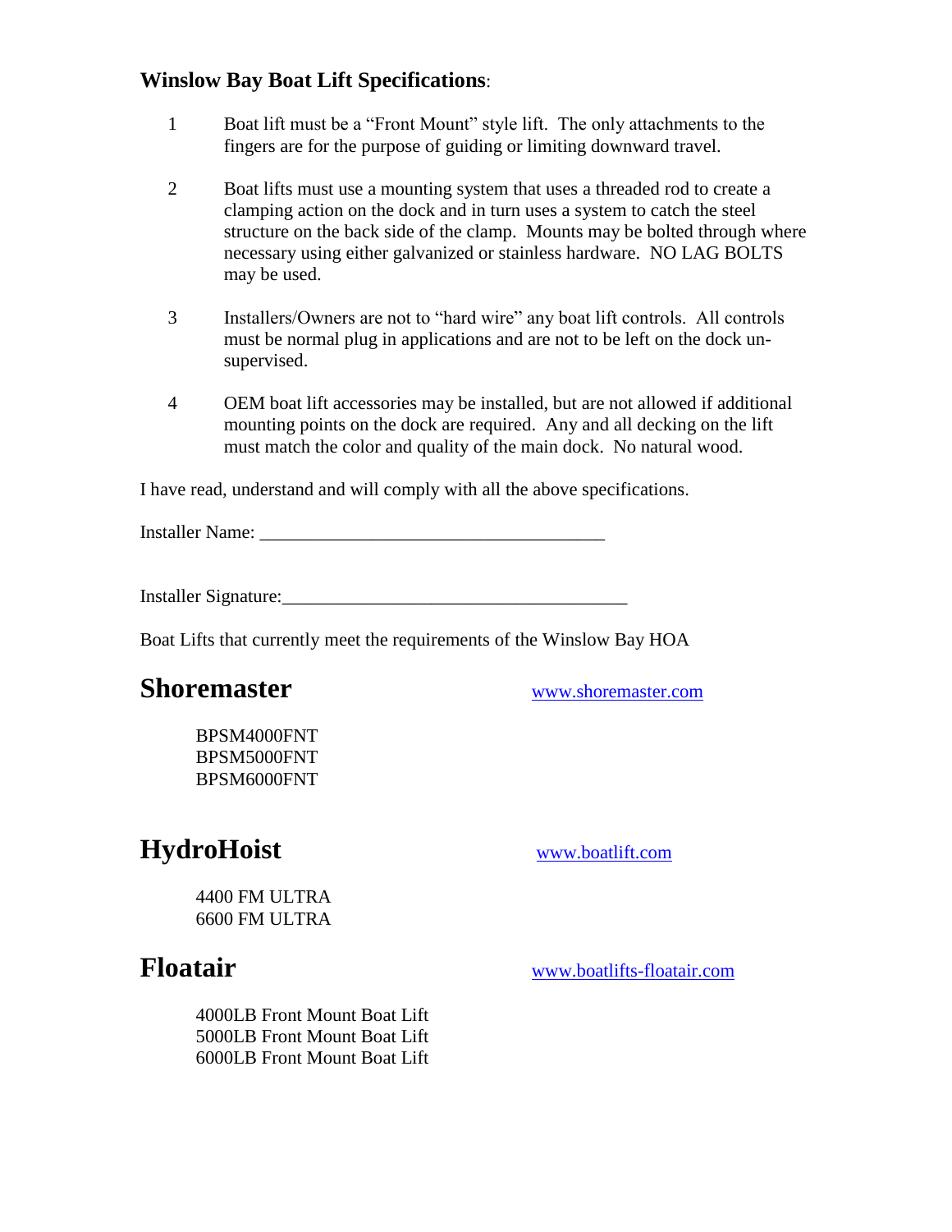**Winslow Bay Boat Lift Specifications**:

1. Boat lift must be a "Front Mount" style lift. The only attachments to the fingers are for the purpose of guiding or limiting downward travel.

2. Boat lifts must use a mounting system that uses a threaded rod to create a clamping action on the dock and in turn uses a system to catch the steel structure on the back side of the clamp. Mounts may be bolted through where necessary using either galvanized or stainless hardware. NO LAG BOLTS may be used.

3. Installers/Owners are not to "hard wire" any boat lift controls. All controls must be normal plug in applications and are not to be left on the dock un-supervised.

4. OEM boat lift accessories may be installed, but are not allowed if additional mounting points on the dock are required. Any and all decking on the lift must match the color and quality of the main dock. No natural wood.

I have read, understand and will comply with all the above specifications.

Installer Name: ______________________________________

Installer Signature:______________________________________

Boat Lifts that currently meet the requirements of the Winslow Bay HOA

## Shoremaster

www.shoremaster.com

BPSM4000FNT
BPSM5000FNT
BPSM6000FNT

## HydroHoist

www.boatlift.com

4400 FM ULTRA
6600 FM ULTRA

## Floatair

www.boatlifts-floatair.com

4000LB Front Mount Boat Lift
5000LB Front Mount Boat Lift
6000LB Front Mount Boat Lift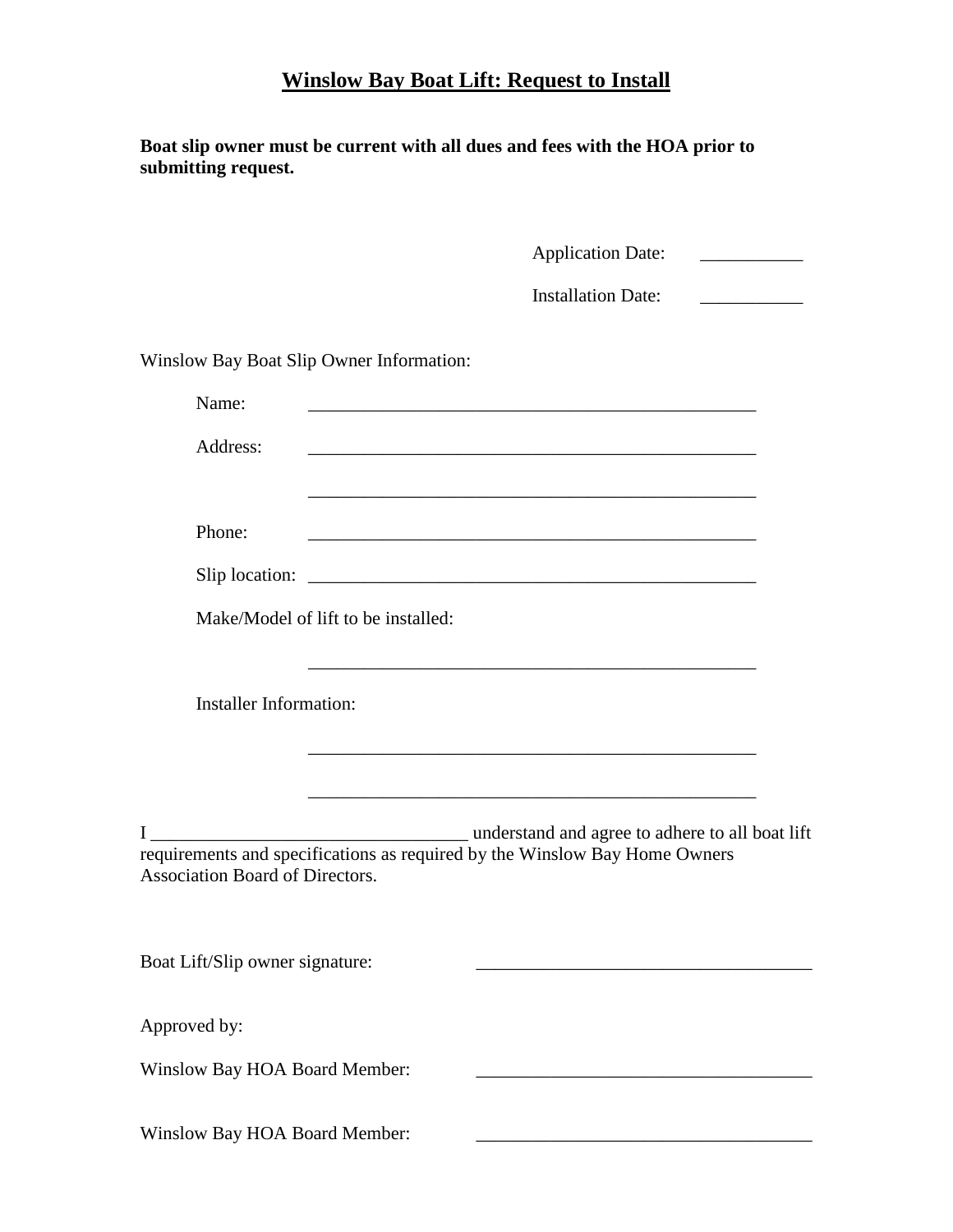## Winslow Bay Boat Lift: Request to Install

**Boat slip owner must be current with all dues and fees with the HOA prior to submitting request.**

Application Date: ___________

Installation Date: ___________

Winslow Bay Boat Slip Owner Information:

Name: __________________________________________________

Address: __________________________________________________

__________________________________________________

Phone: __________________________________________________

Slip location: __________________________________________________

Make/Model of lift to be installed:

__________________________________________________

Installer Information:

__________________________________________________

__________________________________________________

I ___________________________________ understand and agree to adhere to all boat lift requirements and specifications as required by the Winslow Bay Home Owners Association Board of Directors.

Boat Lift/Slip owner signature: _____________________________________

Approved by:

Winslow Bay HOA Board Member: _____________________________________

Winslow Bay HOA Board Member: _____________________________________